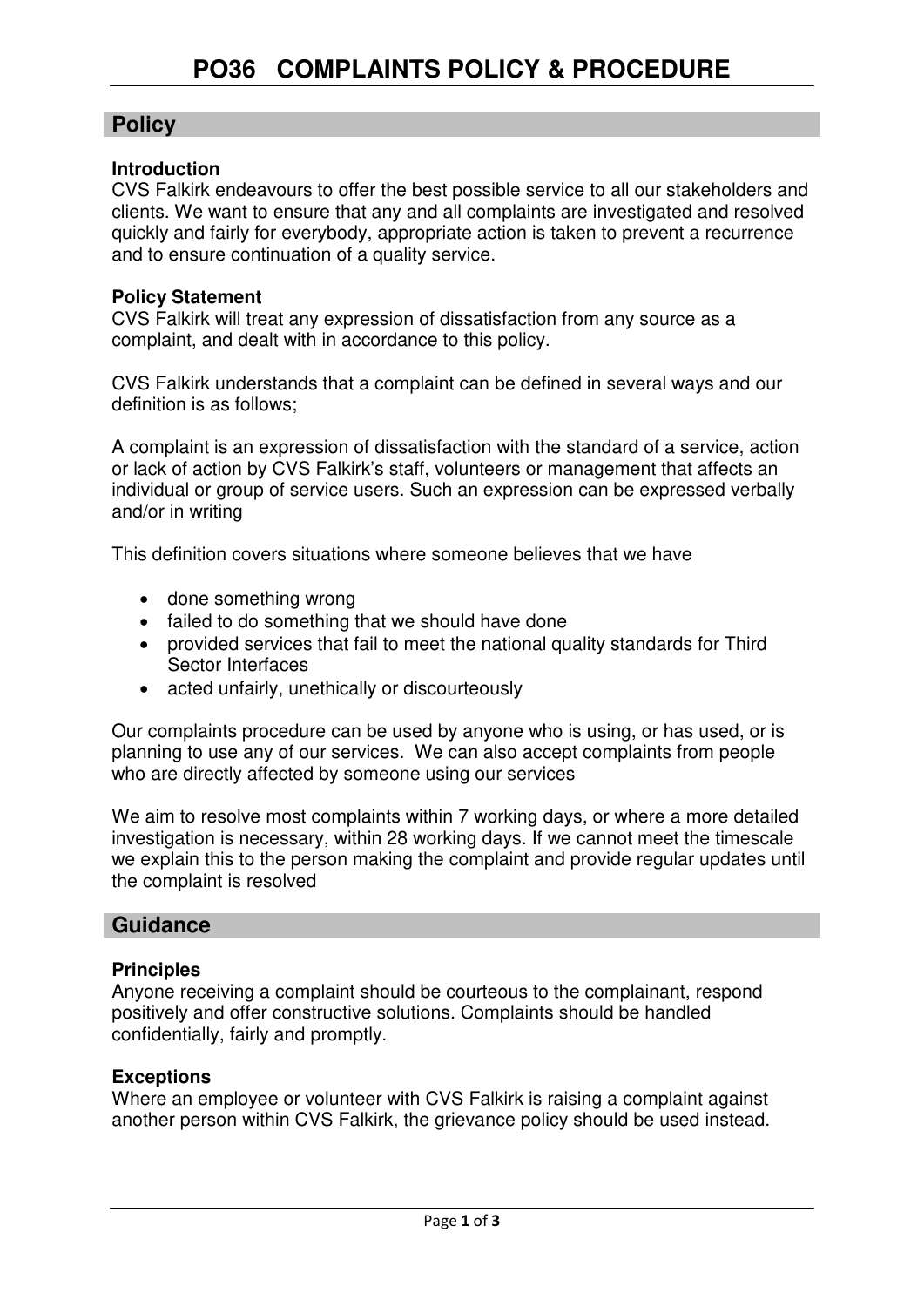# PO36 COMPLAINTS POLICY & PROCEDURE

## Policy

**Introduction**
CVS Falkirk endeavours to offer the best possible service to all our stakeholders and clients. We want to ensure that any and all complaints are investigated and resolved quickly and fairly for everybody, appropriate action is taken to prevent a recurrence and to ensure continuation of a quality service.

**Policy Statement**
CVS Falkirk will treat any expression of dissatisfaction from any source as a complaint, and dealt with in accordance to this policy.

CVS Falkirk understands that a complaint can be defined in several ways and our definition is as follows;

A complaint is an expression of dissatisfaction with the standard of a service, action or lack of action by CVS Falkirk's staff, volunteers or management that affects an individual or group of service users. Such an expression can be expressed verbally and/or in writing

This definition covers situations where someone believes that we have

- done something wrong
- failed to do something that we should have done
- provided services that fail to meet the national quality standards for Third Sector Interfaces
- acted unfairly, unethically or discourteously

Our complaints procedure can be used by anyone who is using, or has used, or is planning to use any of our services. We can also accept complaints from people who are directly affected by someone using our services

We aim to resolve most complaints within 7 working days, or where a more detailed investigation is necessary, within 28 working days. If we cannot meet the timescale we explain this to the person making the complaint and provide regular updates until the complaint is resolved

## Guidance

**Principles**
Anyone receiving a complaint should be courteous to the complainant, respond positively and offer constructive solutions. Complaints should be handled confidentially, fairly and promptly.

**Exceptions**
Where an employee or volunteer with CVS Falkirk is raising a complaint against another person within CVS Falkirk, the grievance policy should be used instead.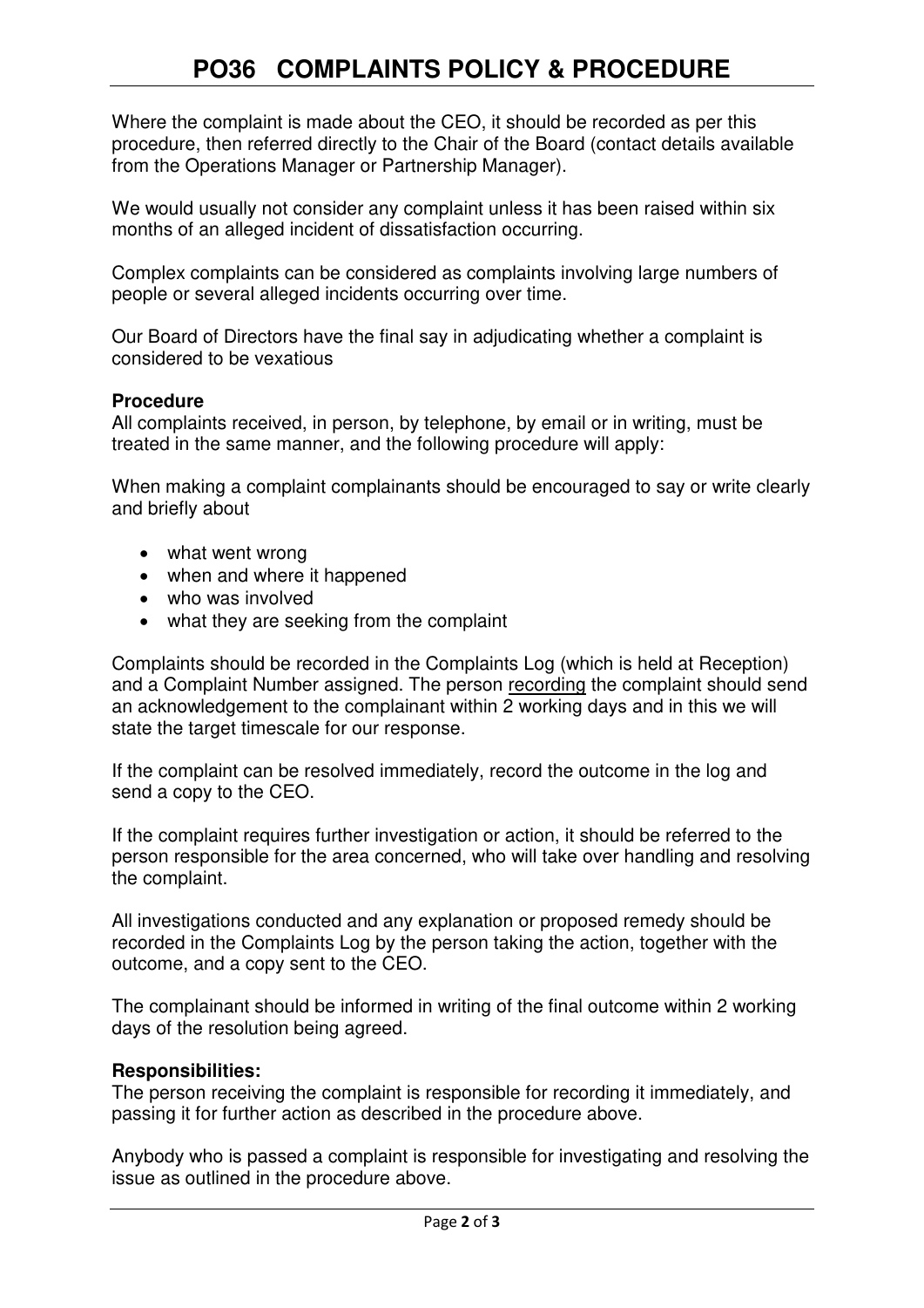Where the complaint is made about the CEO, it should be recorded as per this procedure, then referred directly to the Chair of the Board (contact details available from the Operations Manager or Partnership Manager).

We would usually not consider any complaint unless it has been raised within six months of an alleged incident of dissatisfaction occurring.

Complex complaints can be considered as complaints involving large numbers of people or several alleged incidents occurring over time.

Our Board of Directors have the final say in adjudicating whether a complaint is considered to be vexatious

**Procedure**

All complaints received, in person, by telephone, by email or in writing, must be treated in the same manner, and the following procedure will apply:

When making a complaint complainants should be encouraged to say or write clearly and briefly about

- what went wrong
- when and where it happened
- who was involved
- what they are seeking from the complaint

Complaints should be recorded in the Complaints Log (which is held at Reception) and a Complaint Number assigned. The person <u>recording</u> the complaint should send an acknowledgement to the complainant within 2 working days and in this we will state the target timescale for our response.

If the complaint can be resolved immediately, record the outcome in the log and send a copy to the CEO.

If the complaint requires further investigation or action, it should be referred to the person responsible for the area concerned, who will take over handling and resolving the complaint.

All investigations conducted and any explanation or proposed remedy should be recorded in the Complaints Log by the person taking the action, together with the outcome, and a copy sent to the CEO.

The complainant should be informed in writing of the final outcome within 2 working days of the resolution being agreed.

**Responsibilities:**

The person receiving the complaint is responsible for recording it immediately, and passing it for further action as described in the procedure above.

Anybody who is passed a complaint is responsible for investigating and resolving the issue as outlined in the procedure above.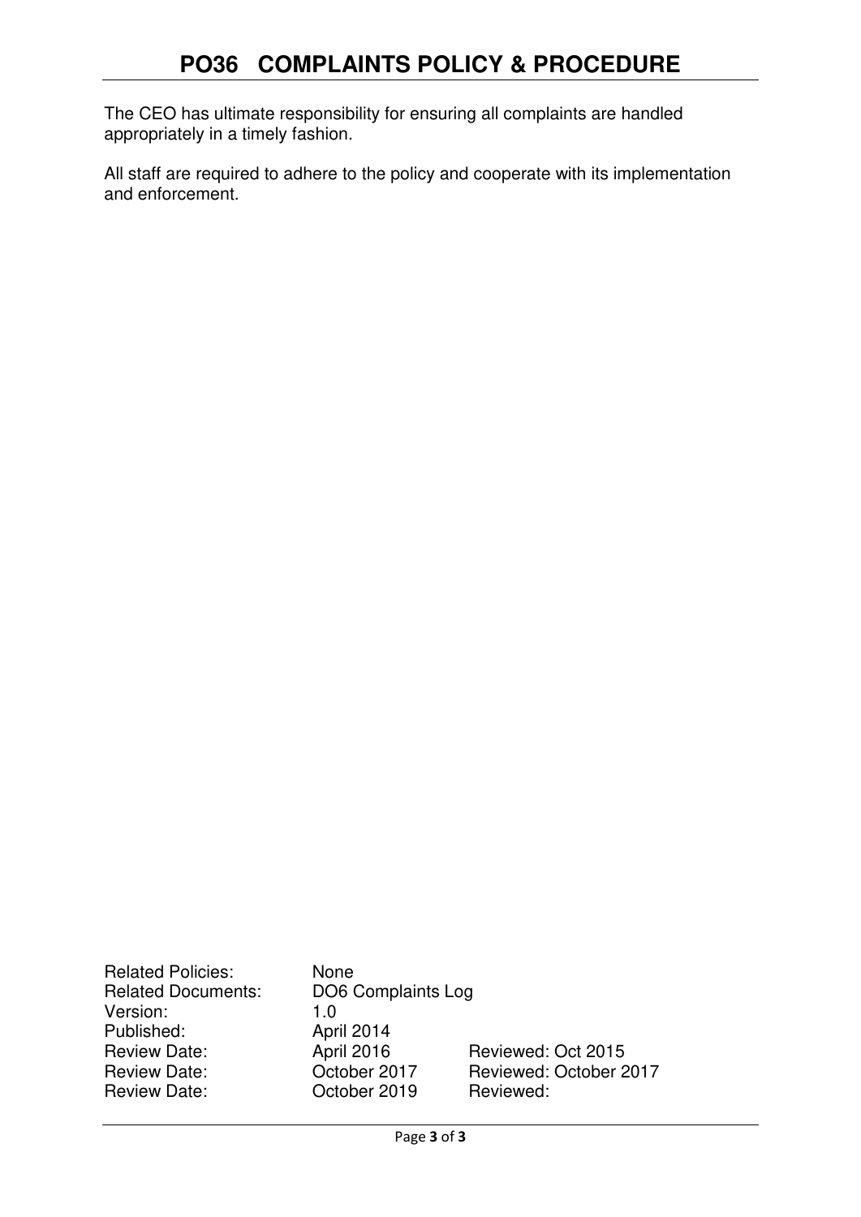The CEO has ultimate responsibility for ensuring all complaints are handled appropriately in a timely fashion.

All staff are required to adhere to the policy and cooperate with its implementation and enforcement.

| | | |
|---|---|---|
| Related Policies: | None | |
| Related Documents: | DO6 Complaints Log | |
| Version: | 1.0 | |
| Published: | April 2014 | |
| Review Date: | April 2016 | Reviewed: Oct 2015 |
| Review Date: | October 2017 | Reviewed: October 2017 |
| Review Date: | October 2019 | Reviewed: |